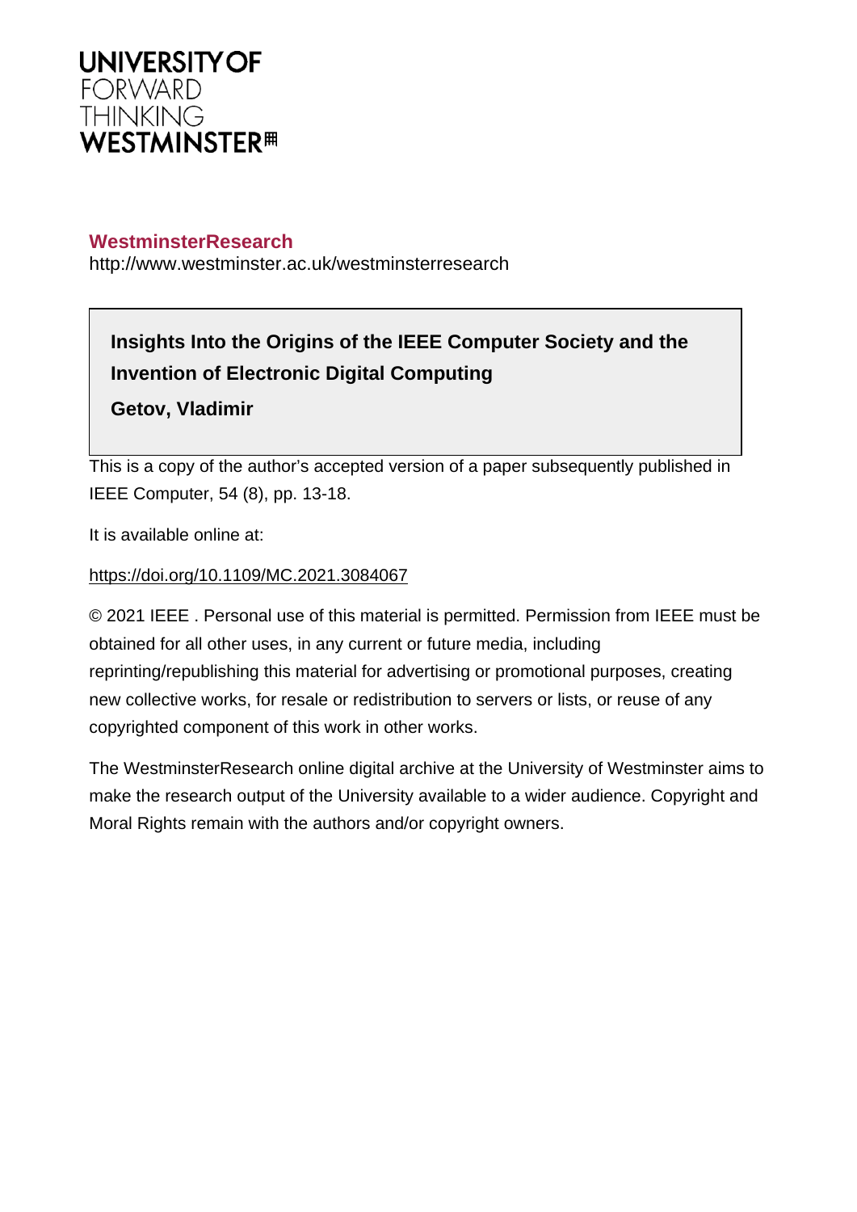**UNIVERSITY OF**
FORWARD
THINKING
**WESTMINSTER**

**WestminsterResearch**

http://www.westminster.ac.uk/westminsterresearch

**Insights Into the Origins of the IEEE Computer Society and the Invention of Electronic Digital Computing**

**Getov, Vladimir**

This is a copy of the author's accepted version of a paper subsequently published in IEEE Computer, 54 (8), pp. 13-18.

It is available online at:

https://doi.org/10.1109/MC.2021.3084067

© 2021 IEEE . Personal use of this material is permitted. Permission from IEEE must be obtained for all other uses, in any current or future media, including reprinting/republishing this material for advertising or promotional purposes, creating new collective works, for resale or redistribution to servers or lists, or reuse of any copyrighted component of this work in other works.

The WestminsterResearch online digital archive at the University of Westminster aims to make the research output of the University available to a wider audience. Copyright and Moral Rights remain with the authors and/or copyright owners.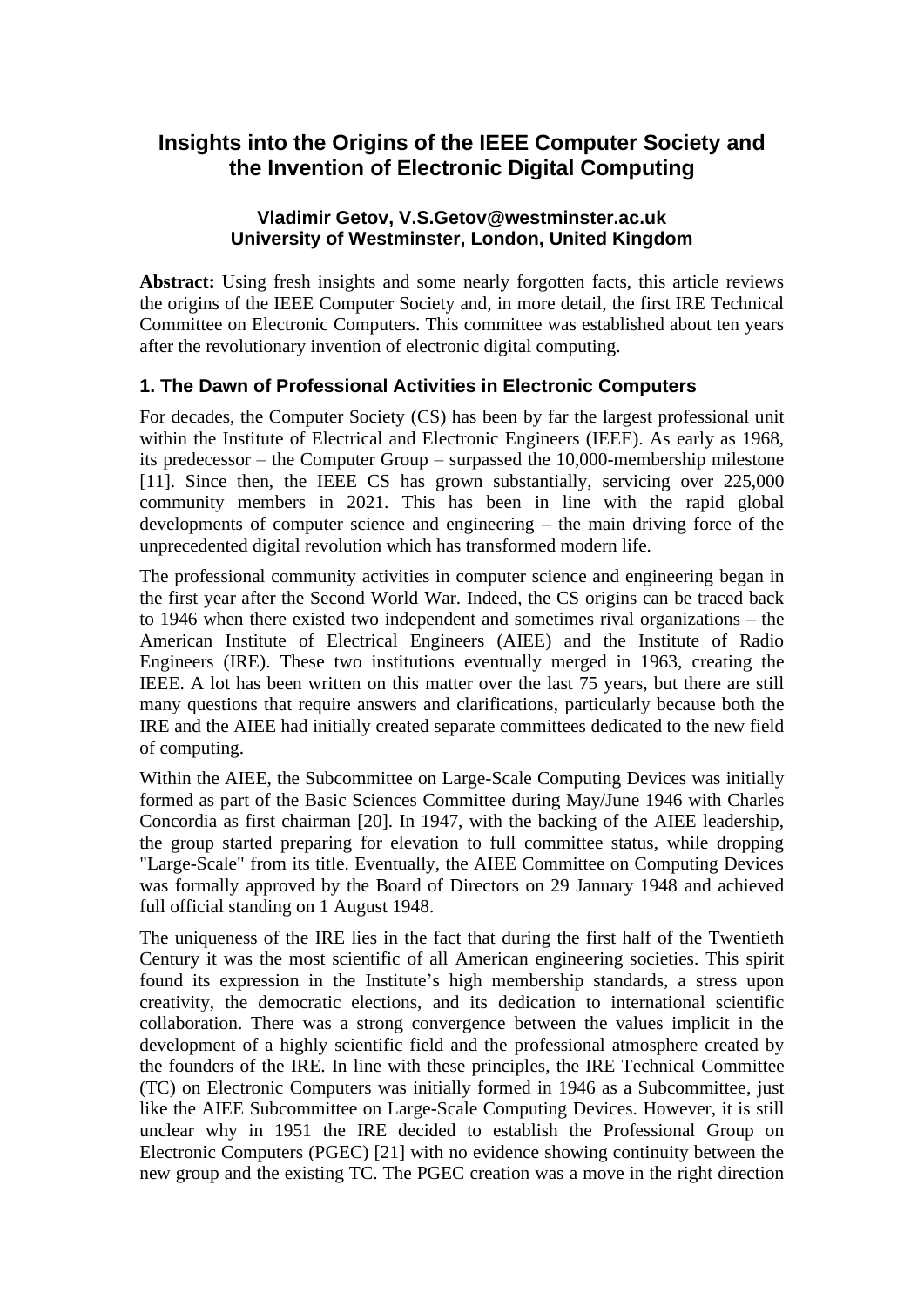# Insights into the Origins of the IEEE Computer Society and the Invention of Electronic Digital Computing

**Vladimir Getov, V.S.Getov@westminster.ac.uk**
**University of Westminster, London, United Kingdom**

**Abstract:** Using fresh insights and some nearly forgotten facts, this article reviews the origins of the IEEE Computer Society and, in more detail, the first IRE Technical Committee on Electronic Computers. This committee was established about ten years after the revolutionary invention of electronic digital computing.

## 1. The Dawn of Professional Activities in Electronic Computers

For decades, the Computer Society (CS) has been by far the largest professional unit within the Institute of Electrical and Electronic Engineers (IEEE). As early as 1968, its predecessor – the Computer Group – surpassed the 10,000-membership milestone [11]. Since then, the IEEE CS has grown substantially, servicing over 225,000 community members in 2021. This has been in line with the rapid global developments of computer science and engineering – the main driving force of the unprecedented digital revolution which has transformed modern life.

The professional community activities in computer science and engineering began in the first year after the Second World War. Indeed, the CS origins can be traced back to 1946 when there existed two independent and sometimes rival organizations – the American Institute of Electrical Engineers (AIEE) and the Institute of Radio Engineers (IRE). These two institutions eventually merged in 1963, creating the IEEE. A lot has been written on this matter over the last 75 years, but there are still many questions that require answers and clarifications, particularly because both the IRE and the AIEE had initially created separate committees dedicated to the new field of computing.

Within the AIEE, the Subcommittee on Large-Scale Computing Devices was initially formed as part of the Basic Sciences Committee during May/June 1946 with Charles Concordia as first chairman [20]. In 1947, with the backing of the AIEE leadership, the group started preparing for elevation to full committee status, while dropping "Large-Scale" from its title. Eventually, the AIEE Committee on Computing Devices was formally approved by the Board of Directors on 29 January 1948 and achieved full official standing on 1 August 1948.

The uniqueness of the IRE lies in the fact that during the first half of the Twentieth Century it was the most scientific of all American engineering societies. This spirit found its expression in the Institute's high membership standards, a stress upon creativity, the democratic elections, and its dedication to international scientific collaboration. There was a strong convergence between the values implicit in the development of a highly scientific field and the professional atmosphere created by the founders of the IRE. In line with these principles, the IRE Technical Committee (TC) on Electronic Computers was initially formed in 1946 as a Subcommittee, just like the AIEE Subcommittee on Large-Scale Computing Devices. However, it is still unclear why in 1951 the IRE decided to establish the Professional Group on Electronic Computers (PGEC) [21] with no evidence showing continuity between the new group and the existing TC. The PGEC creation was a move in the right direction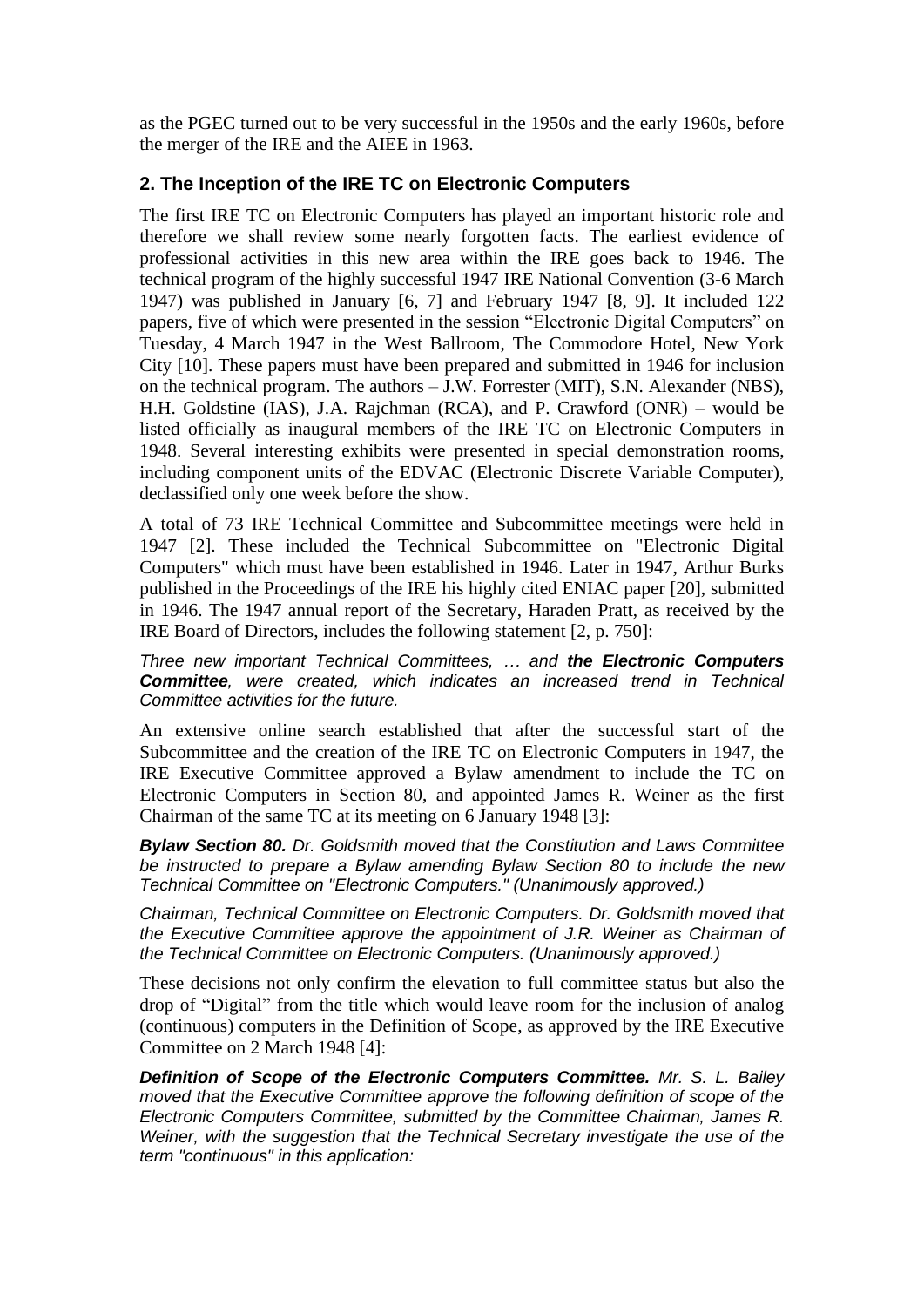as the PGEC turned out to be very successful in the 1950s and the early 1960s, before the merger of the IRE and the AIEE in 1963.

## 2. The Inception of the IRE TC on Electronic Computers

The first IRE TC on Electronic Computers has played an important historic role and therefore we shall review some nearly forgotten facts. The earliest evidence of professional activities in this new area within the IRE goes back to 1946. The technical program of the highly successful 1947 IRE National Convention (3-6 March 1947) was published in January [6, 7] and February 1947 [8, 9]. It included 122 papers, five of which were presented in the session "Electronic Digital Computers" on Tuesday, 4 March 1947 in the West Ballroom, The Commodore Hotel, New York City [10]. These papers must have been prepared and submitted in 1946 for inclusion on the technical program. The authors – J.W. Forrester (MIT), S.N. Alexander (NBS), H.H. Goldstine (IAS), J.A. Rajchman (RCA), and P. Crawford (ONR) – would be listed officially as inaugural members of the IRE TC on Electronic Computers in 1948. Several interesting exhibits were presented in special demonstration rooms, including component units of the EDVAC (Electronic Discrete Variable Computer), declassified only one week before the show.

A total of 73 IRE Technical Committee and Subcommittee meetings were held in 1947 [2]. These included the Technical Subcommittee on "Electronic Digital Computers" which must have been established in 1946. Later in 1947, Arthur Burks published in the Proceedings of the IRE his highly cited ENIAC paper [20], submitted in 1946. The 1947 annual report of the Secretary, Haraden Pratt, as received by the IRE Board of Directors, includes the following statement [2, p. 750]:

*Three new important Technical Committees, … and **the Electronic Computers Committee**, were created, which indicates an increased trend in Technical Committee activities for the future.*

An extensive online search established that after the successful start of the Subcommittee and the creation of the IRE TC on Electronic Computers in 1947, the IRE Executive Committee approved a Bylaw amendment to include the TC on Electronic Computers in Section 80, and appointed James R. Weiner as the first Chairman of the same TC at its meeting on 6 January 1948 [3]:

***Bylaw Section 80.*** *Dr. Goldsmith moved that the Constitution and Laws Committee be instructed to prepare a Bylaw amending Bylaw Section 80 to include the new Technical Committee on "Electronic Computers." (Unanimously approved.)*

*Chairman, Technical Committee on Electronic Computers. Dr. Goldsmith moved that the Executive Committee approve the appointment of J.R. Weiner as Chairman of the Technical Committee on Electronic Computers. (Unanimously approved.)*

These decisions not only confirm the elevation to full committee status but also the drop of "Digital" from the title which would leave room for the inclusion of analog (continuous) computers in the Definition of Scope, as approved by the IRE Executive Committee on 2 March 1948 [4]:

***Definition of Scope of the Electronic Computers Committee.*** *Mr. S. L. Bailey moved that the Executive Committee approve the following definition of scope of the Electronic Computers Committee, submitted by the Committee Chairman, James R. Weiner, with the suggestion that the Technical Secretary investigate the use of the term "continuous" in this application:*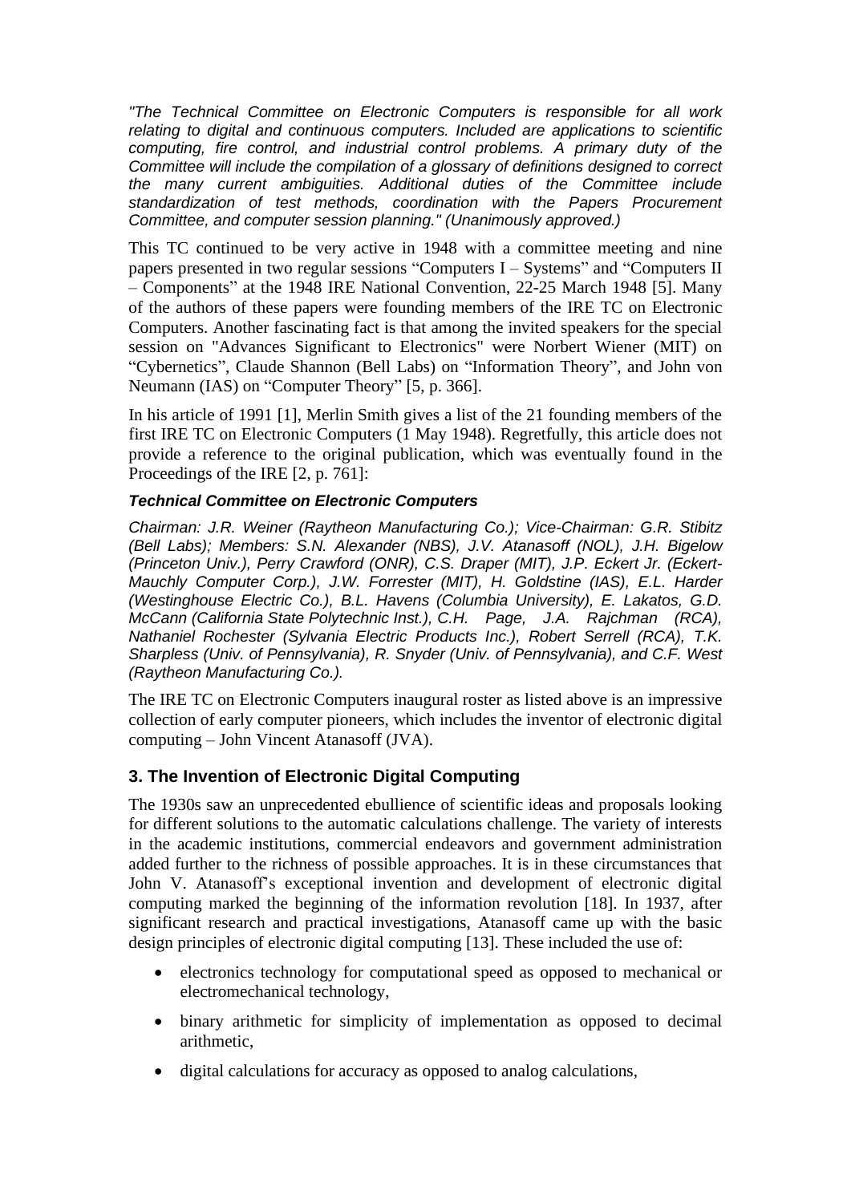*"The Technical Committee on Electronic Computers is responsible for all work relating to digital and continuous computers. Included are applications to scientific computing, fire control, and industrial control problems. A primary duty of the Committee will include the compilation of a glossary of definitions designed to correct the many current ambiguities. Additional duties of the Committee include standardization of test methods, coordination with the Papers Procurement Committee, and computer session planning." (Unanimously approved.)*

This TC continued to be very active in 1948 with a committee meeting and nine papers presented in two regular sessions "Computers I – Systems" and "Computers II – Components" at the 1948 IRE National Convention, 22-25 March 1948 [5]. Many of the authors of these papers were founding members of the IRE TC on Electronic Computers. Another fascinating fact is that among the invited speakers for the special session on "Advances Significant to Electronics" were Norbert Wiener (MIT) on "Cybernetics", Claude Shannon (Bell Labs) on "Information Theory", and John von Neumann (IAS) on "Computer Theory" [5, p. 366].

In his article of 1991 [1], Merlin Smith gives a list of the 21 founding members of the first IRE TC on Electronic Computers (1 May 1948). Regretfully, this article does not provide a reference to the original publication, which was eventually found in the Proceedings of the IRE [2, p. 761]:

***Technical Committee on Electronic Computers***

*Chairman: J.R. Weiner (Raytheon Manufacturing Co.); Vice-Chairman: G.R. Stibitz (Bell Labs); Members: S.N. Alexander (NBS), J.V. Atanasoff (NOL), J.H. Bigelow (Princeton Univ.), Perry Crawford (ONR), C.S. Draper (MIT), J.P. Eckert Jr. (Eckert-Mauchly Computer Corp.), J.W. Forrester (MIT), H. Goldstine (IAS), E.L. Harder (Westinghouse Electric Co.), B.L. Havens (Columbia University), E. Lakatos, G.D. McCann (California State Polytechnic Inst.), C.H. Page, J.A. Rajchman (RCA), Nathaniel Rochester (Sylvania Electric Products Inc.), Robert Serrell (RCA), T.K. Sharpless (Univ. of Pennsylvania), R. Snyder (Univ. of Pennsylvania), and C.F. West (Raytheon Manufacturing Co.).*

The IRE TC on Electronic Computers inaugural roster as listed above is an impressive collection of early computer pioneers, which includes the inventor of electronic digital computing – John Vincent Atanasoff (JVA).

## 3. The Invention of Electronic Digital Computing

The 1930s saw an unprecedented ebullience of scientific ideas and proposals looking for different solutions to the automatic calculations challenge. The variety of interests in the academic institutions, commercial endeavors and government administration added further to the richness of possible approaches. It is in these circumstances that John V. Atanasoff's exceptional invention and development of electronic digital computing marked the beginning of the information revolution [18]. In 1937, after significant research and practical investigations, Atanasoff came up with the basic design principles of electronic digital computing [13]. These included the use of:

- electronics technology for computational speed as opposed to mechanical or electromechanical technology,
- binary arithmetic for simplicity of implementation as opposed to decimal arithmetic,
- digital calculations for accuracy as opposed to analog calculations,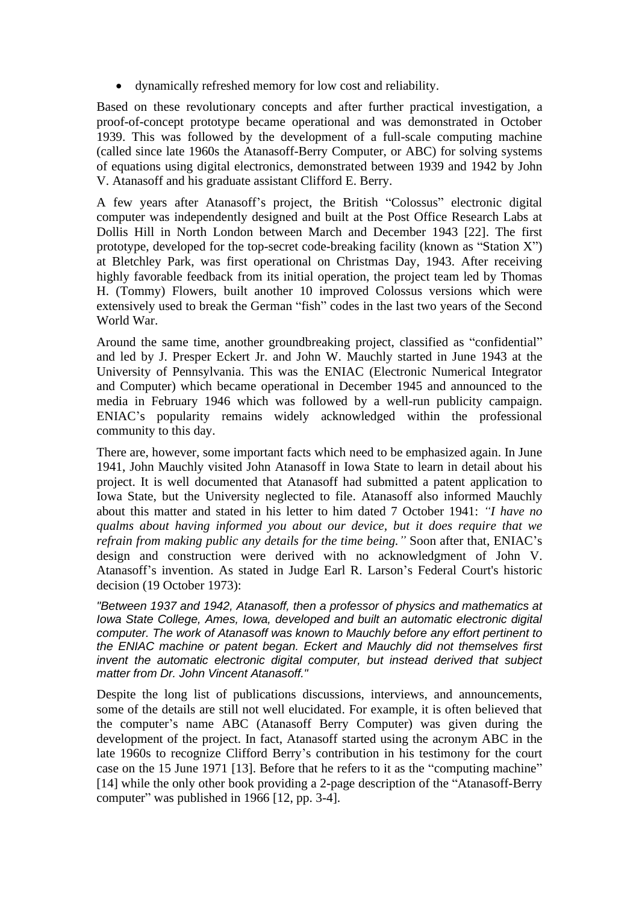- dynamically refreshed memory for low cost and reliability.

Based on these revolutionary concepts and after further practical investigation, a proof-of-concept prototype became operational and was demonstrated in October 1939. This was followed by the development of a full-scale computing machine (called since late 1960s the Atanasoff-Berry Computer, or ABC) for solving systems of equations using digital electronics, demonstrated between 1939 and 1942 by John V. Atanasoff and his graduate assistant Clifford E. Berry.

A few years after Atanasoff's project, the British "Colossus" electronic digital computer was independently designed and built at the Post Office Research Labs at Dollis Hill in North London between March and December 1943 [22]. The first prototype, developed for the top-secret code-breaking facility (known as "Station X") at Bletchley Park, was first operational on Christmas Day, 1943. After receiving highly favorable feedback from its initial operation, the project team led by Thomas H. (Tommy) Flowers, built another 10 improved Colossus versions which were extensively used to break the German "fish" codes in the last two years of the Second World War.

Around the same time, another groundbreaking project, classified as "confidential" and led by J. Presper Eckert Jr. and John W. Mauchly started in June 1943 at the University of Pennsylvania. This was the ENIAC (Electronic Numerical Integrator and Computer) which became operational in December 1945 and announced to the media in February 1946 which was followed by a well-run publicity campaign. ENIAC's popularity remains widely acknowledged within the professional community to this day.

There are, however, some important facts which need to be emphasized again. In June 1941, John Mauchly visited John Atanasoff in Iowa State to learn in detail about his project. It is well documented that Atanasoff had submitted a patent application to Iowa State, but the University neglected to file. Atanasoff also informed Mauchly about this matter and stated in his letter to him dated 7 October 1941: *"I have no qualms about having informed you about our device, but it does require that we refrain from making public any details for the time being."* Soon after that, ENIAC's design and construction were derived with no acknowledgment of John V. Atanasoff's invention. As stated in Judge Earl R. Larson's Federal Court's historic decision (19 October 1973):

*"Between 1937 and 1942, Atanasoff, then a professor of physics and mathematics at Iowa State College, Ames, Iowa, developed and built an automatic electronic digital computer. The work of Atanasoff was known to Mauchly before any effort pertinent to the ENIAC machine or patent began. Eckert and Mauchly did not themselves first invent the automatic electronic digital computer, but instead derived that subject matter from Dr. John Vincent Atanasoff."*

Despite the long list of publications discussions, interviews, and announcements, some of the details are still not well elucidated. For example, it is often believed that the computer's name ABC (Atanasoff Berry Computer) was given during the development of the project. In fact, Atanasoff started using the acronym ABC in the late 1960s to recognize Clifford Berry's contribution in his testimony for the court case on the 15 June 1971 [13]. Before that he refers to it as the "computing machine" [14] while the only other book providing a 2-page description of the "Atanasoff-Berry computer" was published in 1966 [12, pp. 3-4].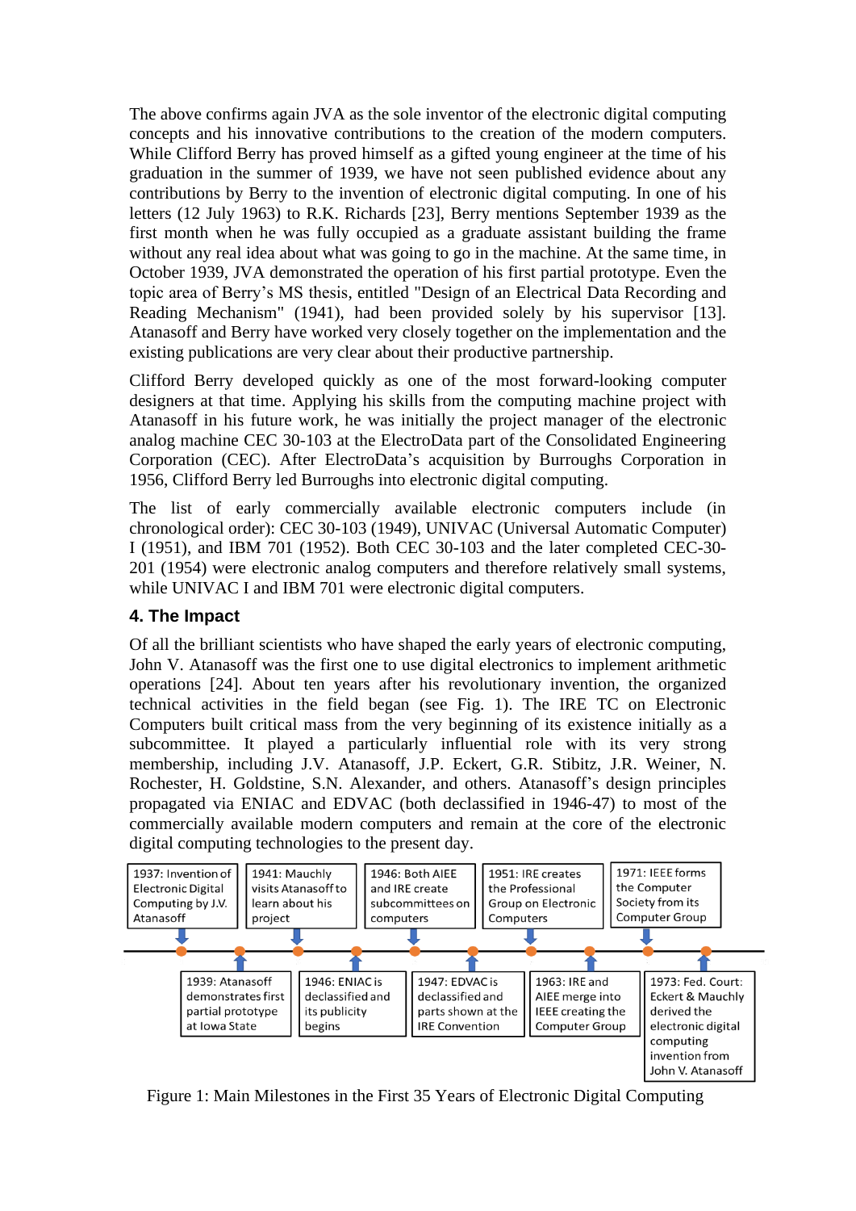The above confirms again JVA as the sole inventor of the electronic digital computing concepts and his innovative contributions to the creation of the modern computers. While Clifford Berry has proved himself as a gifted young engineer at the time of his graduation in the summer of 1939, we have not seen published evidence about any contributions by Berry to the invention of electronic digital computing. In one of his letters (12 July 1963) to R.K. Richards [23], Berry mentions September 1939 as the first month when he was fully occupied as a graduate assistant building the frame without any real idea about what was going to go in the machine. At the same time, in October 1939, JVA demonstrated the operation of his first partial prototype. Even the topic area of Berry's MS thesis, entitled "Design of an Electrical Data Recording and Reading Mechanism" (1941), had been provided solely by his supervisor [13]. Atanasoff and Berry have worked very closely together on the implementation and the existing publications are very clear about their productive partnership.

Clifford Berry developed quickly as one of the most forward-looking computer designers at that time. Applying his skills from the computing machine project with Atanasoff in his future work, he was initially the project manager of the electronic analog machine CEC 30-103 at the ElectroData part of the Consolidated Engineering Corporation (CEC). After ElectroData's acquisition by Burroughs Corporation in 1956, Clifford Berry led Burroughs into electronic digital computing.

The list of early commercially available electronic computers include (in chronological order): CEC 30-103 (1949), UNIVAC (Universal Automatic Computer) I (1951), and IBM 701 (1952). Both CEC 30-103 and the later completed CEC-30-201 (1954) were electronic analog computers and therefore relatively small systems, while UNIVAC I and IBM 701 were electronic digital computers.

## 4. The Impact

Of all the brilliant scientists who have shaped the early years of electronic computing, John V. Atanasoff was the first one to use digital electronics to implement arithmetic operations [24]. About ten years after his revolutionary invention, the organized technical activities in the field began (see Fig. 1). The IRE TC on Electronic Computers built critical mass from the very beginning of its existence initially as a subcommittee. It played a particularly influential role with its very strong membership, including J.V. Atanasoff, J.P. Eckert, G.R. Stibitz, J.R. Weiner, N. Rochester, H. Goldstine, S.N. Alexander, and others. Atanasoff's design principles propagated via ENIAC and EDVAC (both declassified in 1946-47) to most of the commercially available modern computers and remain at the core of the electronic digital computing technologies to the present day.

- 1937: Invention of Electronic Digital Computing by J.V. Atanasoff
- 1939: Atanasoff demonstrates first partial prototype at Iowa State
- 1941: Mauchly visits Atanasoff to learn about his project
- 1946: ENIAC is declassified and its publicity begins
- 1946: Both AIEE and IRE create subcommittees on computers
- 1947: EDVAC is declassified and parts shown at the IRE Convention
- 1951: IRE creates the Professional Group on Electronic Computers
- 1963: IRE and AIEE merge into IEEE creating the Computer Group
- 1971: IEEE forms the Computer Society from its Computer Group
- 1973: Fed. Court: Eckert & Mauchly derived the electronic digital computing invention from John V. Atanasoff

Figure 1: Main Milestones in the First 35 Years of Electronic Digital Computing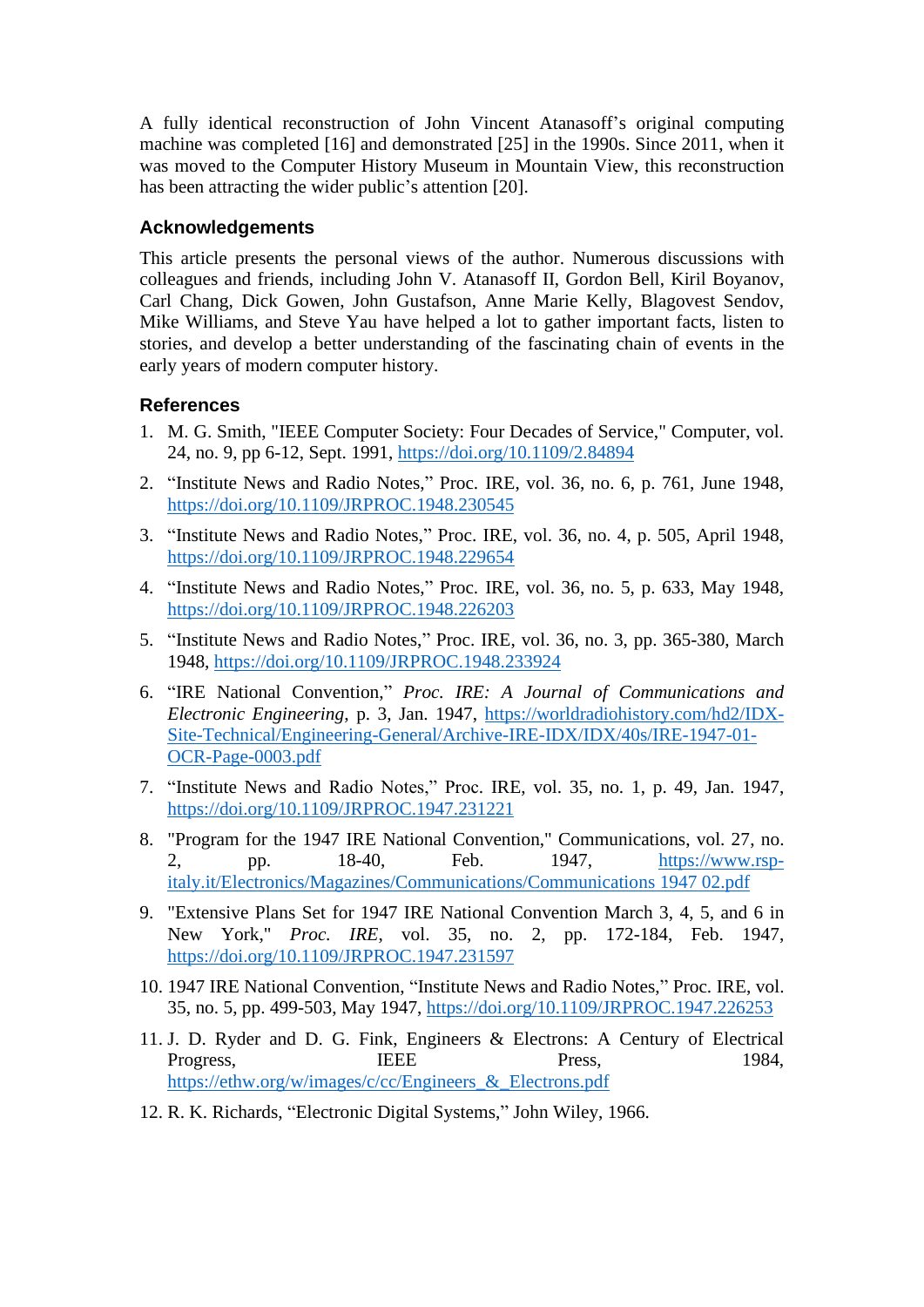A fully identical reconstruction of John Vincent Atanasoff's original computing machine was completed [16] and demonstrated [25] in the 1990s. Since 2011, when it was moved to the Computer History Museum in Mountain View, this reconstruction has been attracting the wider public's attention [20].

## Acknowledgements

This article presents the personal views of the author. Numerous discussions with colleagues and friends, including John V. Atanasoff II, Gordon Bell, Kiril Boyanov, Carl Chang, Dick Gowen, John Gustafson, Anne Marie Kelly, Blagovest Sendov, Mike Williams, and Steve Yau have helped a lot to gather important facts, listen to stories, and develop a better understanding of the fascinating chain of events in the early years of modern computer history.

## References

1. M. G. Smith, "IEEE Computer Society: Four Decades of Service," Computer, vol. 24, no. 9, pp 6-12, Sept. 1991, https://doi.org/10.1109/2.84894
2. "Institute News and Radio Notes," Proc. IRE, vol. 36, no. 6, p. 761, June 1948, https://doi.org/10.1109/JRPROC.1948.230545
3. "Institute News and Radio Notes," Proc. IRE, vol. 36, no. 4, p. 505, April 1948, https://doi.org/10.1109/JRPROC.1948.229654
4. "Institute News and Radio Notes," Proc. IRE, vol. 36, no. 5, p. 633, May 1948, https://doi.org/10.1109/JRPROC.1948.226203
5. "Institute News and Radio Notes," Proc. IRE, vol. 36, no. 3, pp. 365-380, March 1948, https://doi.org/10.1109/JRPROC.1948.233924
6. "IRE National Convention," *Proc. IRE: A Journal of Communications and Electronic Engineering*, p. 3, Jan. 1947, https://worldradiohistory.com/hd2/IDX-Site-Technical/Engineering-General/Archive-IRE-IDX/IDX/40s/IRE-1947-01-OCR-Page-0003.pdf
7. "Institute News and Radio Notes," Proc. IRE, vol. 35, no. 1, p. 49, Jan. 1947, https://doi.org/10.1109/JRPROC.1947.231221
8. "Program for the 1947 IRE National Convention," Communications, vol. 27, no. 2, pp. 18-40, Feb. 1947, https://www.rsp-italy.it/Electronics/Magazines/Communications/Communications 1947 02.pdf
9. "Extensive Plans Set for 1947 IRE National Convention March 3, 4, 5, and 6 in New York," *Proc. IRE*, vol. 35, no. 2, pp. 172-184, Feb. 1947, https://doi.org/10.1109/JRPROC.1947.231597
10. 1947 IRE National Convention, "Institute News and Radio Notes," Proc. IRE, vol. 35, no. 5, pp. 499-503, May 1947, https://doi.org/10.1109/JRPROC.1947.226253
11. J. D. Ryder and D. G. Fink, Engineers & Electrons: A Century of Electrical Progress, IEEE Press, 1984, https://ethw.org/w/images/c/cc/Engineers_&_Electrons.pdf
12. R. K. Richards, "Electronic Digital Systems," John Wiley, 1966.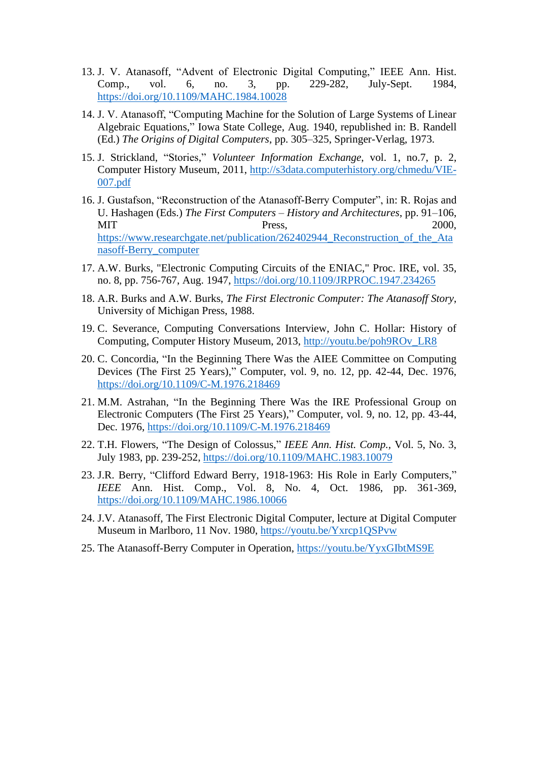13. J. V. Atanasoff, “Advent of Electronic Digital Computing,” IEEE Ann. Hist. Comp., vol. 6, no. 3, pp. 229-282, July-Sept. 1984, https://doi.org/10.1109/MAHC.1984.10028
14. J. V. Atanasoff, “Computing Machine for the Solution of Large Systems of Linear Algebraic Equations,” Iowa State College, Aug. 1940, republished in: B. Randell (Ed.) *The Origins of Digital Computers*, pp. 305–325, Springer-Verlag, 1973.
15. J. Strickland, “Stories,” *Volunteer Information Exchange*, vol. 1, no.7, p. 2, Computer History Museum, 2011, http://s3data.computerhistory.org/chmedu/VIE-007.pdf
16. J. Gustafson, “Reconstruction of the Atanasoff-Berry Computer”, in: R. Rojas and U. Hashagen (Eds.) *The First Computers – History and Architectures*, pp. 91–106, MIT Press, 2000, https://www.researchgate.net/publication/262402944_Reconstruction_of_the_Atanasoff-Berry_computer
17. A.W. Burks, "Electronic Computing Circuits of the ENIAC," Proc. IRE, vol. 35, no. 8, pp. 756-767, Aug. 1947, https://doi.org/10.1109/JRPROC.1947.234265
18. A.R. Burks and A.W. Burks, *The First Electronic Computer: The Atanasoff Story*, University of Michigan Press, 1988.
19. C. Severance, Computing Conversations Interview, John C. Hollar: History of Computing, Computer History Museum, 2013, http://youtu.be/poh9ROv_LR8
20. C. Concordia, “In the Beginning There Was the AIEE Committee on Computing Devices (The First 25 Years),” Computer, vol. 9, no. 12, pp. 42-44, Dec. 1976, https://doi.org/10.1109/C-M.1976.218469
21. M.M. Astrahan, “In the Beginning There Was the IRE Professional Group on Electronic Computers (The First 25 Years),” Computer, vol. 9, no. 12, pp. 43-44, Dec. 1976, https://doi.org/10.1109/C-M.1976.218469
22. T.H. Flowers, “The Design of Colossus,” *IEEE Ann. Hist. Comp.*, Vol. 5, No. 3, July 1983, pp. 239-252, https://doi.org/10.1109/MAHC.1983.10079
23. J.R. Berry, “Clifford Edward Berry, 1918-1963: His Role in Early Computers,” *IEEE* Ann. Hist. Comp., Vol. 8, No. 4, Oct. 1986, pp. 361-369, https://doi.org/10.1109/MAHC.1986.10066
24. J.V. Atanasoff, The First Electronic Digital Computer, lecture at Digital Computer Museum in Marlboro, 11 Nov. 1980, https://youtu.be/Yxrcp1QSPvw
25. The Atanasoff-Berry Computer in Operation, https://youtu.be/YyxGIbtMS9E